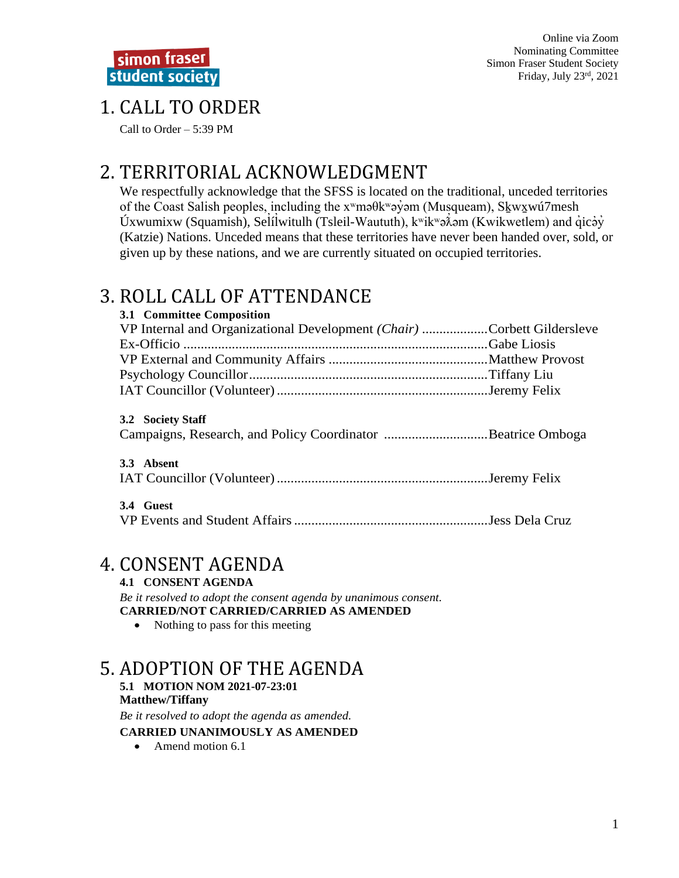Online via Zoom
Nominating Committee
Simon Fraser Student Society
Friday, July 23rd, 2021

# 1. CALL TO ORDER

Call to Order – 5:39 PM

# 2. TERRITORIAL ACKNOWLEDGMENT

We respectfully acknowledge that the SFSS is located on the traditional, unceded territories of the Coast Salish peoples, including the xʷməθkʷəy̓əm (Musqueam), Sḵwx̱wú7mesh Úxwumixw (Squamish), Selílwitulh (Tsleil-Waututh), kʷikʷəƛ̓əm (Kwikwetlem) and q̓icə̓y̓ (Katzie) Nations. Unceded means that these territories have never been handed over, sold, or given up by these nations, and we are currently situated on occupied territories.

# 3. ROLL CALL OF ATTENDANCE

### 3.1 Committee Composition

VP Internal and Organizational Development *(Chair)* .................. Corbett Gildersleve
Ex-Officio .................................................................................. Gabe Liosis
VP External and Community Affairs ......................................... Matthew Provost
Psychology Councillor ................................................................ Tiffany Liu
IAT Councillor (Volunteer) ......................................................... Jeremy Felix

### 3.2 Society Staff

Campaigns, Research, and Policy Coordinator ............................ Beatrice Omboga

### 3.3 Absent

IAT Councillor (Volunteer) ......................................................... Jeremy Felix

### 3.4 Guest

VP Events and Student Affairs .................................................... Jess Dela Cruz

# 4. CONSENT AGENDA

### 4.1 CONSENT AGENDA

*Be it resolved to adopt the consent agenda by unanimous consent.*
**CARRIED/NOT CARRIED/CARRIED AS AMENDED**

- Nothing to pass for this meeting

# 5. ADOPTION OF THE AGENDA

### 5.1 MOTION NOM 2021-07-23:01

**Matthew/Tiffany**

*Be it resolved to adopt the agenda as amended.*

**CARRIED UNANIMOUSLY AS AMENDED**

- Amend motion 6.1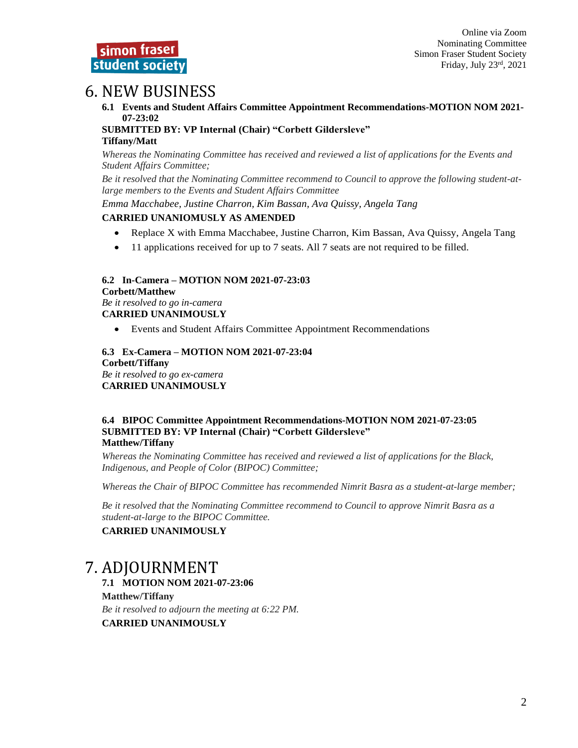# 6. NEW BUSINESS

**6.1 Events and Student Affairs Committee Appointment Recommendations-MOTION NOM 2021-07-23:02**

**SUBMITTED BY: VP Internal (Chair) "Corbett Gildersleve"**

**Tiffany/Matt**

*Whereas the Nominating Committee has received and reviewed a list of applications for the Events and Student Affairs Committee;*

*Be it resolved that the Nominating Committee recommend to Council to approve the following student-at-large members to the Events and Student Affairs Committee*

*Emma Macchabee, Justine Charron, Kim Bassan, Ava Quissy, Angela Tang*

**CARRIED UNANIOMUSLY AS AMENDED**

- Replace X with Emma Macchabee, Justine Charron, Kim Bassan, Ava Quissy, Angela Tang
- 11 applications received for up to 7 seats. All 7 seats are not required to be filled.

**6.2 In-Camera – MOTION NOM 2021-07-23:03**

**Corbett/Matthew**

*Be it resolved to go in-camera*

**CARRIED UNANIMOUSLY**

- Events and Student Affairs Committee Appointment Recommendations

**6.3 Ex-Camera – MOTION NOM 2021-07-23:04**

**Corbett/Tiffany**

*Be it resolved to go ex-camera*

**CARRIED UNANIMOUSLY**

**6.4 BIPOC Committee Appointment Recommendations-MOTION NOM 2021-07-23:05**

**SUBMITTED BY: VP Internal (Chair) "Corbett Gildersleve"**

**Matthew/Tiffany**

*Whereas the Nominating Committee has received and reviewed a list of applications for the Black, Indigenous, and People of Color (BIPOC) Committee;*

*Whereas the Chair of BIPOC Committee has recommended Nimrit Basra as a student-at-large member;*

*Be it resolved that the Nominating Committee recommend to Council to approve Nimrit Basra as a student-at-large to the BIPOC Committee.*

**CARRIED UNANIMOUSLY**

# 7. ADJOURNMENT

**7.1 MOTION NOM 2021-07-23:06**

**Matthew/Tiffany**

*Be it resolved to adjourn the meeting at 6:22 PM.*

**CARRIED UNANIMOUSLY**